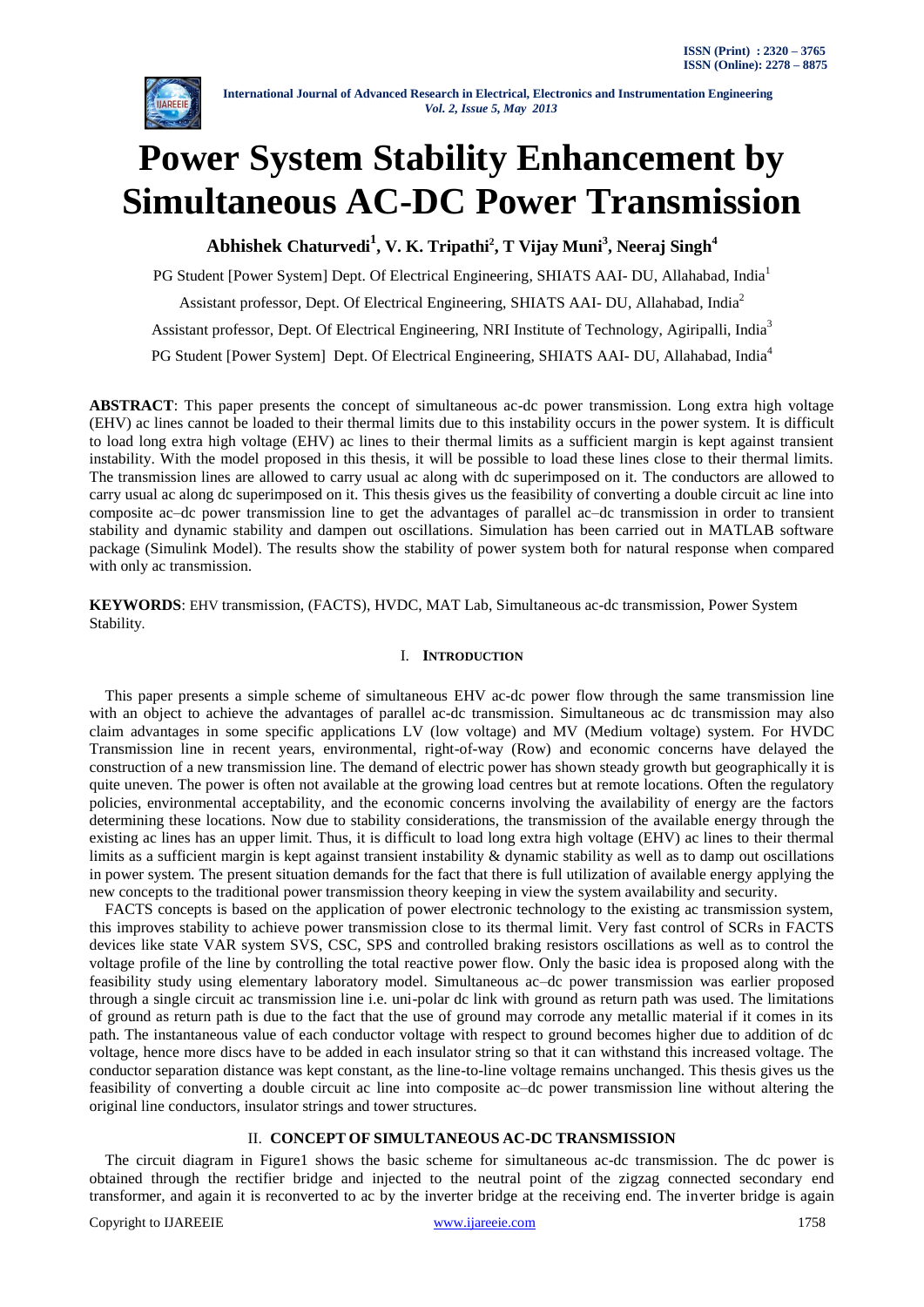# Power System Stability Enhancement by Simultaneous AC-DC Power Transmission

**Abhishek Chaturvedi[1], V. K. Tripathi[2], T Vijay Muni[3], Neeraj Singh[4]**

PG Student [Power System] Dept. Of Electrical Engineering, SHIATS AAI- DU, Allahabad, India[1]

Assistant professor, Dept. Of Electrical Engineering, SHIATS AAI- DU, Allahabad, India[2]

Assistant professor, Dept. Of Electrical Engineering, NRI Institute of Technology, Agiripalli, India[3]

PG Student [Power System] Dept. Of Electrical Engineering, SHIATS AAI- DU, Allahabad, India[4]

**ABSTRACT**: This paper presents the concept of simultaneous ac-dc power transmission. Long extra high voltage (EHV) ac lines cannot be loaded to their thermal limits due to this instability occurs in the power system. It is difficult to load long extra high voltage (EHV) ac lines to their thermal limits as a sufficient margin is kept against transient instability. With the model proposed in this thesis, it will be possible to load these lines close to their thermal limits. The transmission lines are allowed to carry usual ac along with dc superimposed on it. The conductors are allowed to carry usual ac along dc superimposed on it. This thesis gives us the feasibility of converting a double circuit ac line into composite ac–dc power transmission line to get the advantages of parallel ac–dc transmission in order to transient stability and dynamic stability and dampen out oscillations. Simulation has been carried out in MATLAB software package (Simulink Model). The results show the stability of power system both for natural response when compared with only ac transmission.

**KEYWORDS**: EHV transmission, (FACTS), HVDC, MAT Lab, Simultaneous ac-dc transmission, Power System Stability.

## I. INTRODUCTION

This paper presents a simple scheme of simultaneous EHV ac-dc power flow through the same transmission line with an object to achieve the advantages of parallel ac-dc transmission. Simultaneous ac dc transmission may also claim advantages in some specific applications LV (low voltage) and MV (Medium voltage) system. For HVDC Transmission line in recent years, environmental, right-of-way (Row) and economic concerns have delayed the construction of a new transmission line. The demand of electric power has shown steady growth but geographically it is quite uneven. The power is often not available at the growing load centres but at remote locations. Often the regulatory policies, environmental acceptability, and the economic concerns involving the availability of energy are the factors determining these locations. Now due to stability considerations, the transmission of the available energy through the existing ac lines has an upper limit. Thus, it is difficult to load long extra high voltage (EHV) ac lines to their thermal limits as a sufficient margin is kept against transient instability & dynamic stability as well as to damp out oscillations in power system. The present situation demands for the fact that there is full utilization of available energy applying the new concepts to the traditional power transmission theory keeping in view the system availability and security.

FACTS concepts is based on the application of power electronic technology to the existing ac transmission system, this improves stability to achieve power transmission close to its thermal limit. Very fast control of SCRs in FACTS devices like state VAR system SVS, CSC, SPS and controlled braking resistors oscillations as well as to control the voltage profile of the line by controlling the total reactive power flow. Only the basic idea is proposed along with the feasibility study using elementary laboratory model. Simultaneous ac–dc power transmission was earlier proposed through a single circuit ac transmission line i.e. uni-polar dc link with ground as return path was used. The limitations of ground as return path is due to the fact that the use of ground may corrode any metallic material if it comes in its path. The instantaneous value of each conductor voltage with respect to ground becomes higher due to addition of dc voltage, hence more discs have to be added in each insulator string so that it can withstand this increased voltage. The conductor separation distance was kept constant, as the line-to-line voltage remains unchanged. This thesis gives us the feasibility of converting a double circuit ac line into composite ac–dc power transmission line without altering the original line conductors, insulator strings and tower structures.

## II. CONCEPT OF SIMULTANEOUS AC-DC TRANSMISSION

The circuit diagram in Figure1 shows the basic scheme for simultaneous ac-dc transmission. The dc power is obtained through the rectifier bridge and injected to the neutral point of the zigzag connected secondary end transformer, and again it is reconverted to ac by the inverter bridge at the receiving end. The inverter bridge is again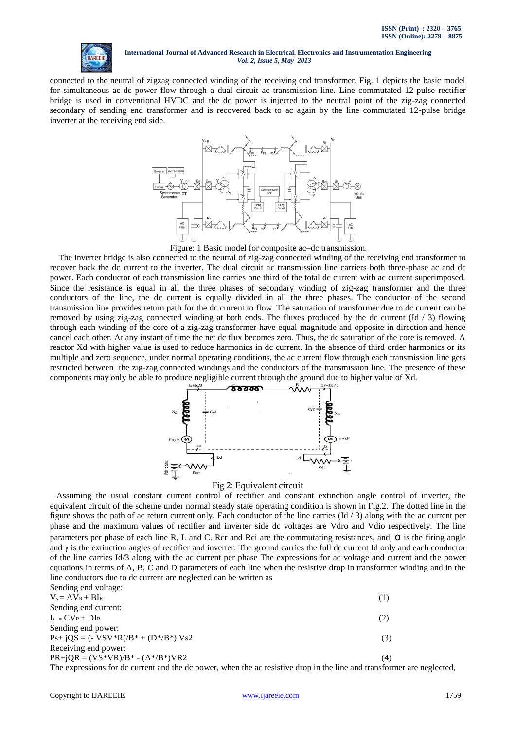connected to the neutral of zigzag connected winding of the receiving end transformer. Fig. 1 depicts the basic model for simultaneous ac-dc power flow through a dual circuit ac transmission line. Line commutated 12-pulse rectifier bridge is used in conventional HVDC and the dc power is injected to the neutral point of the zig-zag connected secondary of sending end transformer and is recovered back to ac again by the line commutated 12-pulse bridge inverter at the receiving end side.

Figure: 1 Basic model for composite ac–dc transmission.

The inverter bridge is also connected to the neutral of zig-zag connected winding of the receiving end transformer to recover back the dc current to the inverter. The dual circuit ac transmission line carriers both three-phase ac and dc power. Each conductor of each transmission line carries one third of the total dc current with ac current superimposed. Since the resistance is equal in all the three phases of secondary winding of zig-zag transformer and the three conductors of the line, the dc current is equally divided in all the three phases. The conductor of the second transmission line provides return path for the dc current to flow. The saturation of transformer due to dc current can be removed by using zig-zag connected winding at both ends. The fluxes produced by the dc current ($I_d$ / 3) flowing through each winding of the core of a zig-zag transformer have equal magnitude and opposite in direction and hence cancel each other. At any instant of time the net dc flux becomes zero. Thus, the dc saturation of the core is removed. A reactor $X_d$ with higher value is used to reduce harmonics in dc current. In the absence of third order harmonics or its multiple and zero sequence, under normal operating conditions, the ac current flow through each transmission line gets restricted between the zig-zag connected windings and the conductors of the transmission line. The presence of these components may only be able to produce negligible current through the ground due to higher value of $X_d$.

Fig 2: Equivalent circuit

Assuming the usual constant current control of rectifier and constant extinction angle control of inverter, the equivalent circuit of the scheme under normal steady state operating condition is shown in Fig.2. The dotted line in the figure shows the path of ac return current only. Each conductor of the line carries ($I_d$ / 3) along with the ac current per phase and the maximum values of rectifier and inverter side dc voltages are $V_{dro}$ and $V_{dio}$ respectively. The line parameters per phase of each line R, L and C. $R_{cr}$ and $R_{ci}$ are the commutating resistances, and, $\alpha$ is the firing angle and $\gamma$ is the extinction angles of rectifier and inverter. The ground carries the full dc current $I_d$ only and each conductor of the line carries $I_d$/3 along with the ac current per phase The expressions for ac voltage and current and the power equations in terms of A, B, C and D parameters of each line when the resistive drop in transformer winding and in the line conductors due to dc current are neglected can be written as

Sending end voltage:

$$V_s = AV_R + BI_R \quad (1)$$

Sending end current:

$$I_s = CV_R + DI_R \quad (2)$$

Sending end power:

$$P_s + jQ_S = (- V_S V^*_R)/B^* + (D^*/B^*) V_s^2 \quad (3)$$

Receiving end power:

$$P_R + jQ_R = (V_S^* V_R)/B^* - (A^*/B^*) V_R^2 \quad (4)$$

The expressions for dc current and the dc power, when the ac resistive drop in the line and transformer are neglected,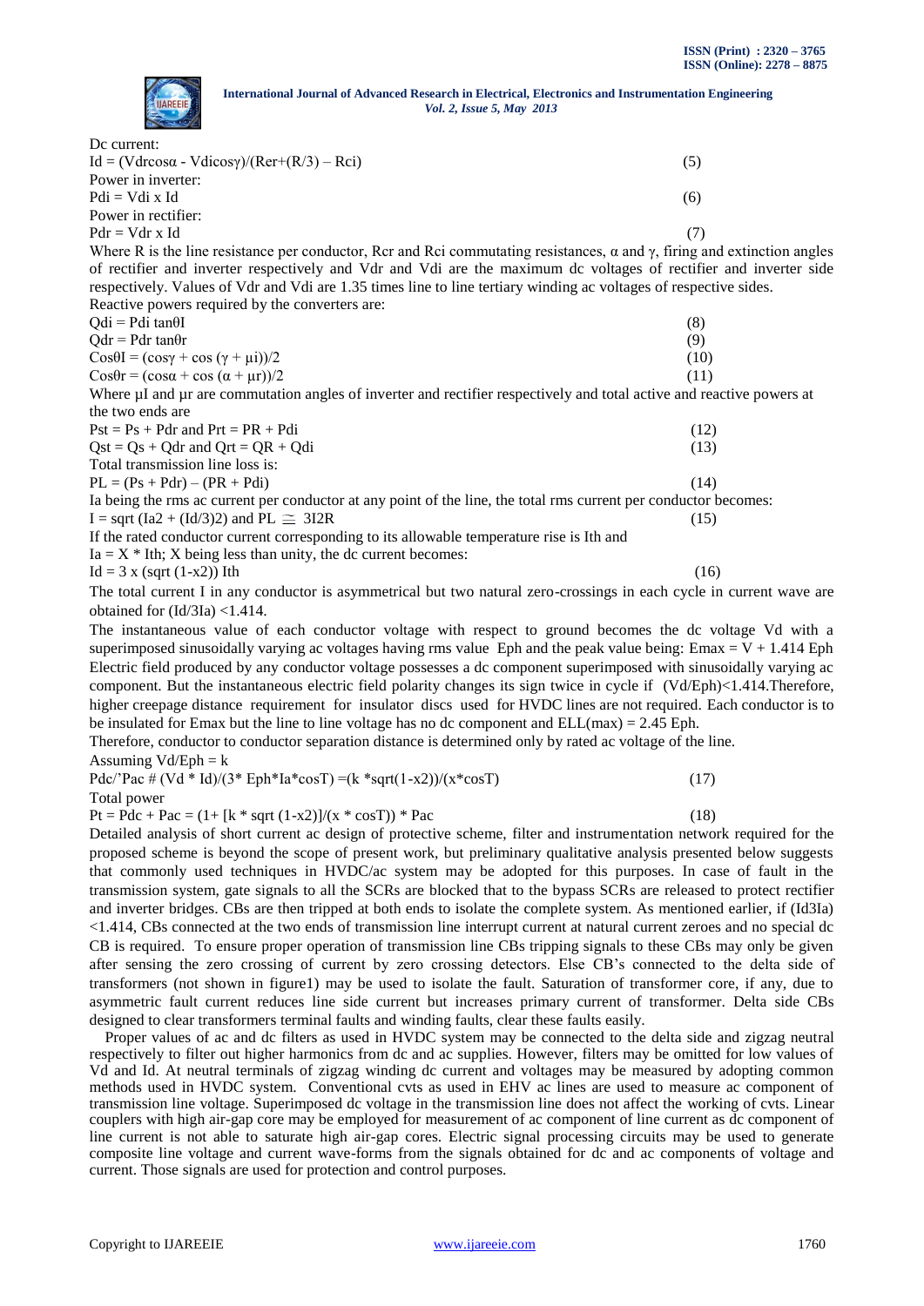Dc current:

$$I_d = (V_{dr}\cos\alpha - V_{di}\cos\gamma)/(R_{cr}+(R/3) - R_{ci}) \quad (5)$$

Power in inverter:

$$P_{di} = V_{di} \times I_d \quad (6)$$

Power in rectifier:

$$P_{dr} = V_{dr} \times I_d \quad (7)$$

Where R is the line resistance per conductor, $R_{cr}$ and $R_{ci}$ commutating resistances, $\alpha$ and $\gamma$, firing and extinction angles of rectifier and inverter respectively and $V_{dr}$ and $V_{di}$ are the maximum dc voltages of rectifier and inverter side respectively. Values of $V_{dr}$ and $V_{di}$ are 1.35 times line to line tertiary winding ac voltages of respective sides.

Reactive powers required by the converters are:

$$Q_{di} = P_{di} \tan\theta_I \quad (8)$$

$$Q_{dr} = P_{dr} \tan\theta_r \quad (9)$$

$$\cos\theta_I = (\cos\gamma + \cos(\gamma + \mu_i))/2 \quad (10)$$

$$\cos\theta_r = (\cos\alpha + \cos(\alpha + \mu_r))/2 \quad (11)$$

Where $\mu_I$ and $\mu_r$ are commutation angles of inverter and rectifier respectively and total active and reactive powers at the two ends are

$$P_{st} = P_s + P_{dr} \text{ and } P_{rt} = P_R + P_{di} \quad (12)$$

$$Q_{st} = Q_s + Q_{dr} \text{ and } Q_{rt} = Q_R + Q_{di} \quad (13)$$

Total transmission line loss is:

$$P_L = (P_s + P_{dr}) - (P_R + P_{di}) \quad (14)$$

$I_a$ being the rms ac current per conductor at any point of the line, the total rms current per conductor becomes:

$$I = \sqrt{I_a^2 + (I_d/3)^2} \text{ and } P_L \cong 3I^2R \quad (15)$$

If the rated conductor current corresponding to its allowable temperature rise is $I_{th}$ and $I_a = X * I_{th}$; X being less than unity, the dc current becomes:

$$I_d = 3 \times \sqrt{1-x^2}\, I_{th} \quad (16)$$

The total current I in any conductor is asymmetrical but two natural zero-crossings in each cycle in current wave are obtained for $(I_d/3I_a) < 1.414$.

The instantaneous value of each conductor voltage with respect to ground becomes the dc voltage $V_d$ with a superimposed sinusoidally varying ac voltages having rms value $E_{ph}$ and the peak value being: $E_{max} = V + 1.414\, E_{ph}$ Electric field produced by any conductor voltage possesses a dc component superimposed with sinusoidally varying ac component. But the instantaneous electric field polarity changes its sign twice in cycle if $(V_d/E_{ph}) < 1.414$. Therefore, higher creepage distance requirement for insulator discs used for HVDC lines are not required. Each conductor is to be insulated for $E_{max}$ but the line to line voltage has no dc component and $E_{LL(max)} = 2.45\, E_{ph}$.

Therefore, conductor to conductor separation distance is determined only by rated ac voltage of the line.

Assuming $V_d/E_{ph} = k$

$$P_{dc}/P_{ac} = (V_d * I_d)/(3 * E_{ph} * I_a * \cos T) = (k * \sqrt{1-x^2})/(x * \cos T) \quad (17)$$

Total power

$$P_t = P_{dc} + P_{ac} = (1 + [k * \sqrt{1-x^2}]/(x * \cos T)) * P_{ac} \quad (18)$$

Detailed analysis of short current ac design of protective scheme, filter and instrumentation network required for the proposed scheme is beyond the scope of present work, but preliminary qualitative analysis presented below suggests that commonly used techniques in HVDC/ac system may be adopted for this purposes. In case of fault in the transmission system, gate signals to all the SCRs are blocked that to the bypass SCRs are released to protect rectifier and inverter bridges. CBs are then tripped at both ends to isolate the complete system. As mentioned earlier, if $(I_d/3I_a) < 1.414$, CBs connected at the two ends of transmission line interrupt current at natural current zeroes and no special dc CB is required. To ensure proper operation of transmission line CBs tripping signals to these CBs may only be given after sensing the zero crossing of current by zero crossing detectors. Else CB's connected to the delta side of transformers (not shown in figure1) may be used to isolate the fault. Saturation of transformer core, if any, due to asymmetric fault current reduces line side current but increases primary current of transformer. Delta side CBs designed to clear transformers terminal faults and winding faults, clear these faults easily.

Proper values of ac and dc filters as used in HVDC system may be connected to the delta side and zigzag neutral respectively to filter out higher harmonics from dc and ac supplies. However, filters may be omitted for low values of $V_d$ and $I_d$. At neutral terminals of zigzag winding dc current and voltages may be measured by adopting common methods used in HVDC system. Conventional cvts as used in EHV ac lines are used to measure ac component of transmission line voltage. Superimposed dc voltage in the transmission line does not affect the working of cvts. Linear couplers with high air-gap core may be employed for measurement of ac component of line current as dc component of line current is not able to saturate high air-gap cores. Electric signal processing circuits may be used to generate composite line voltage and current wave-forms from the signals obtained for dc and ac components of voltage and current. Those signals are used for protection and control purposes.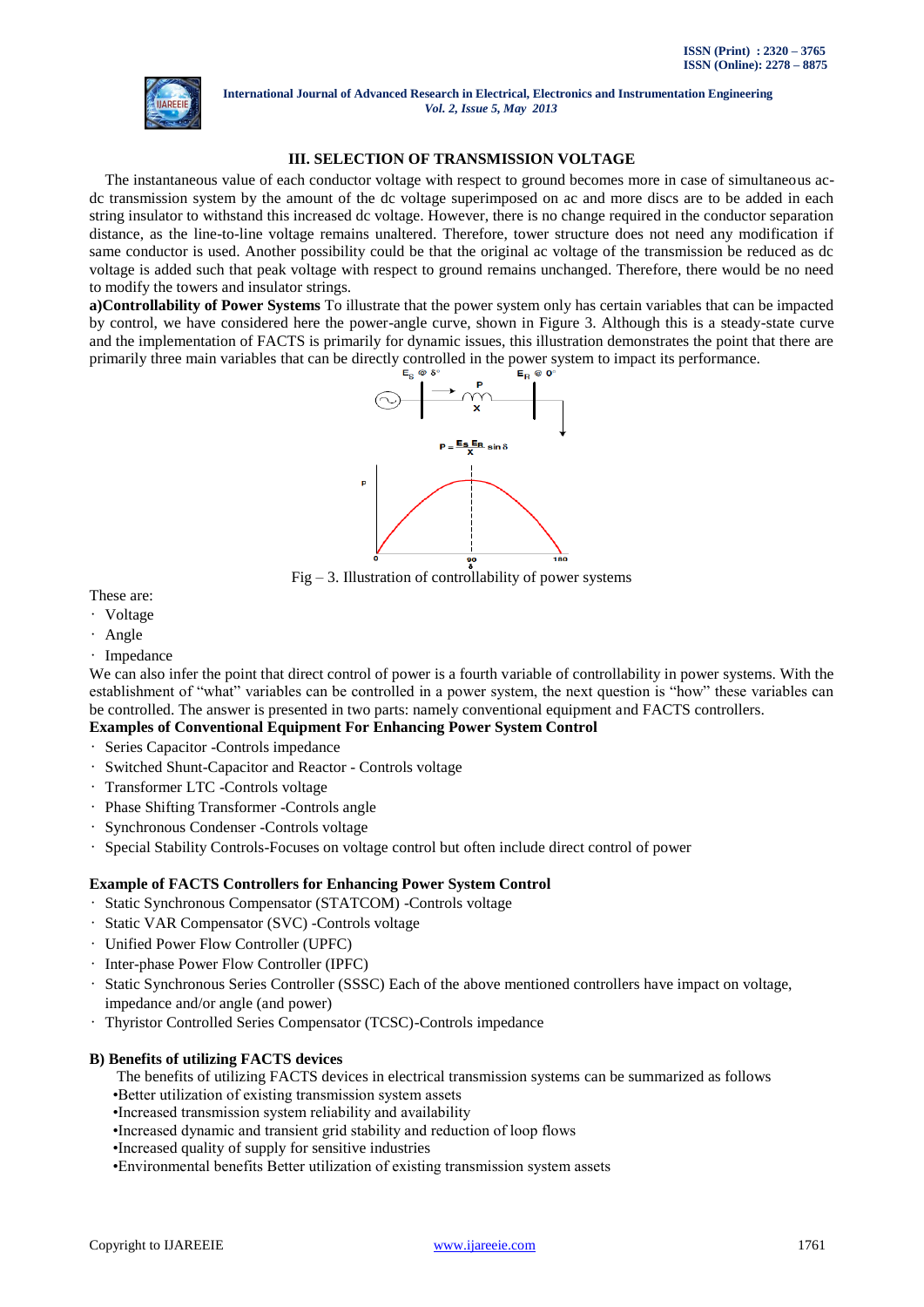### III. SELECTION OF TRANSMISSION VOLTAGE

The instantaneous value of each conductor voltage with respect to ground becomes more in case of simultaneous ac-dc transmission system by the amount of the dc voltage superimposed on ac and more discs are to be added in each string insulator to withstand this increased dc voltage. However, there is no change required in the conductor separation distance, as the line-to-line voltage remains unaltered. Therefore, tower structure does not need any modification if same conductor is used. Another possibility could be that the original ac voltage of the transmission be reduced as dc voltage is added such that peak voltage with respect to ground remains unchanged. Therefore, there would be no need to modify the towers and insulator strings.

**a)Controllability of Power Systems** To illustrate that the power system only has certain variables that can be impacted by control, we have considered here the power-angle curve, shown in Figure 3. Although this is a steady-state curve and the implementation of FACTS is primarily for dynamic issues, this illustration demonstrates the point that there are primarily three main variables that can be directly controlled in the power system to impact its performance.

$E_S @ \delta°$ $E_R @ 0°$

$$P = \frac{E_S E_R}{X} \sin\delta$$

Fig – 3. Illustration of controllability of power systems

These are:

- Voltage
- Angle
- Impedance

We can also infer the point that direct control of power is a fourth variable of controllability in power systems. With the establishment of "what" variables can be controlled in a power system, the next question is "how" these variables can be controlled. The answer is presented in two parts: namely conventional equipment and FACTS controllers.

**Examples of Conventional Equipment For Enhancing Power System Control**

- Series Capacitor -Controls impedance
- Switched Shunt-Capacitor and Reactor - Controls voltage
- Transformer LTC -Controls voltage
- Phase Shifting Transformer -Controls angle
- Synchronous Condenser -Controls voltage
- Special Stability Controls-Focuses on voltage control but often include direct control of power

**Example of FACTS Controllers for Enhancing Power System Control**

- Static Synchronous Compensator (STATCOM) -Controls voltage
- Static VAR Compensator (SVC) -Controls voltage
- Unified Power Flow Controller (UPFC)
- Inter-phase Power Flow Controller (IPFC)
- Static Synchronous Series Controller (SSSC) Each of the above mentioned controllers have impact on voltage, impedance and/or angle (and power)
- Thyristor Controlled Series Compensator (TCSC)-Controls impedance

**B) Benefits of utilizing FACTS devices**

The benefits of utilizing FACTS devices in electrical transmission systems can be summarized as follows

- Better utilization of existing transmission system assets
- Increased transmission system reliability and availability
- Increased dynamic and transient grid stability and reduction of loop flows
- Increased quality of supply for sensitive industries
- Environmental benefits Better utilization of existing transmission system assets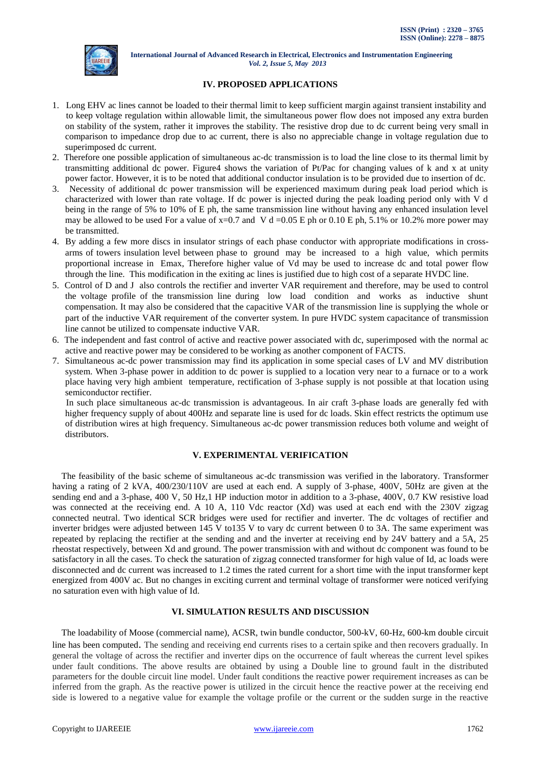## IV. PROPOSED APPLICATIONS

1. Long EHV ac lines cannot be loaded to their thermal limit to keep sufficient margin against transient instability and to keep voltage regulation within allowable limit, the simultaneous power flow does not imposed any extra burden on stability of the system, rather it improves the stability. The resistive drop due to dc current being very small in comparison to impedance drop due to ac current, there is also no appreciable change in voltage regulation due to superimposed dc current.
2. Therefore one possible application of simultaneous ac-dc transmission is to load the line close to its thermal limit by transmitting additional dc power. Figure4 shows the variation of Pt/Pac for changing values of k and x at unity power factor. However, it is to be noted that additional conductor insulation is to be provided due to insertion of dc.
3. Necessity of additional dc power transmission will be experienced maximum during peak load period which is characterized with lower than rate voltage. If dc power is injected during the peak loading period only with V d being in the range of 5% to 10% of E ph, the same transmission line without having any enhanced insulation level may be allowed to be used For a value of x=0.7 and V d =0.05 E ph or 0.10 E ph, 5.1% or 10.2% more power may be transmitted.
4. By adding a few more discs in insulator strings of each phase conductor with appropriate modifications in cross-arms of towers insulation level between phase to ground may be increased to a high value, which permits proportional increase in Emax, Therefore higher value of Vd may be used to increase dc and total power flow through the line. This modification in the exiting ac lines is justified due to high cost of a separate HVDC line.
5. Control of D and J also controls the rectifier and inverter VAR requirement and therefore, may be used to control the voltage profile of the transmission line during low load condition and works as inductive shunt compensation. It may also be considered that the capacitive VAR of the transmission line is supplying the whole or part of the inductive VAR requirement of the converter system. In pure HVDC system capacitance of transmission line cannot be utilized to compensate inductive VAR.
6. The independent and fast control of active and reactive power associated with dc, superimposed with the normal ac active and reactive power may be considered to be working as another component of FACTS.
7. Simultaneous ac-dc power transmission may find its application in some special cases of LV and MV distribution system. When 3-phase power in addition to dc power is supplied to a location very near to a furnace or to a work place having very high ambient temperature, rectification of 3-phase supply is not possible at that location using semiconductor rectifier.

   In such place simultaneous ac-dc transmission is advantageous. In air craft 3-phase loads are generally fed with higher frequency supply of about 400Hz and separate line is used for dc loads. Skin effect restricts the optimum use of distribution wires at high frequency. Simultaneous ac-dc power transmission reduces both volume and weight of distributors.

## V. EXPERIMENTAL VERIFICATION

The feasibility of the basic scheme of simultaneous ac-dc transmission was verified in the laboratory. Transformer having a rating of 2 kVA, 400/230/110V are used at each end. A supply of 3-phase, 400V, 50Hz are given at the sending end and a 3-phase, 400 V, 50 Hz,1 HP induction motor in addition to a 3-phase, 400V, 0.7 KW resistive load was connected at the receiving end. A 10 A, 110 Vdc reactor (Xd) was used at each end with the 230V zigzag connected neutral. Two identical SCR bridges were used for rectifier and inverter. The dc voltages of rectifier and inverter bridges were adjusted between 145 V to135 V to vary dc current between 0 to 3A. The same experiment was repeated by replacing the rectifier at the sending and and the inverter at receiving end by 24V battery and a 5A, 25 rheostat respectively, between Xd and ground. The power transmission with and without dc component was found to be satisfactory in all the cases. To check the saturation of zigzag connected transformer for high value of Id, ac loads were disconnected and dc current was increased to 1.2 times the rated current for a short time with the input transformer kept energized from 400V ac. But no changes in exciting current and terminal voltage of transformer were noticed verifying no saturation even with high value of Id.

## VI. SIMULATION RESULTS AND DISCUSSION

The loadability of Moose (commercial name), ACSR, twin bundle conductor, 500-kV, 60-Hz, 600-km double circuit line has been computed. The sending and receiving end currents rises to a certain spike and then recovers gradually. In general the voltage of across the rectifier and inverter dips on the occurrence of fault whereas the current level spikes under fault conditions. The above results are obtained by using a Double line to ground fault in the distributed parameters for the double circuit line model. Under fault conditions the reactive power requirement increases as can be inferred from the graph. As the reactive power is utilized in the circuit hence the reactive power at the receiving end side is lowered to a negative value for example the voltage profile or the current or the sudden surge in the reactive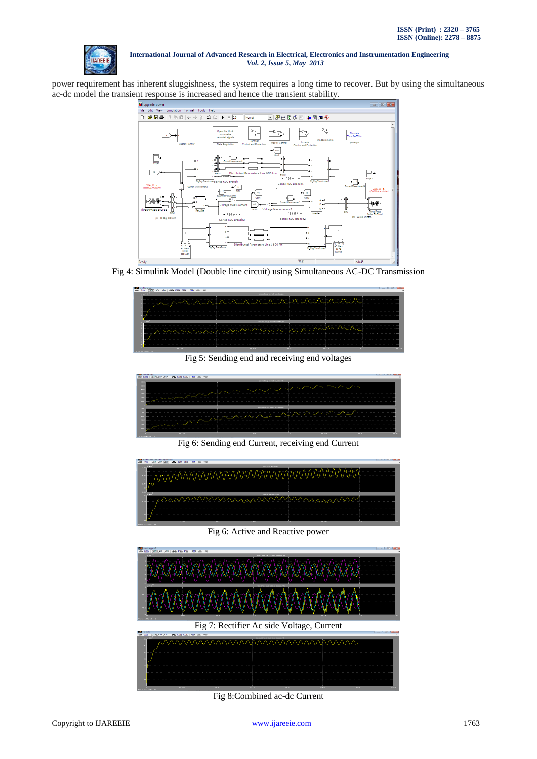power requirement has inherent sluggishness, the system requires a long time to recover. But by using the simultaneous ac-dc model the transient response is increased and hence the transient stability.

Fig 4: Simulink Model (Double line circuit) using Simultaneous AC-DC Transmission

Fig 5: Sending end and receiving end voltages

Fig 6: Sending end Current, receiving end Current

Fig 6: Active and Reactive power

Fig 7: Rectifier Ac side Voltage, Current

Fig 8:Combined ac-dc Current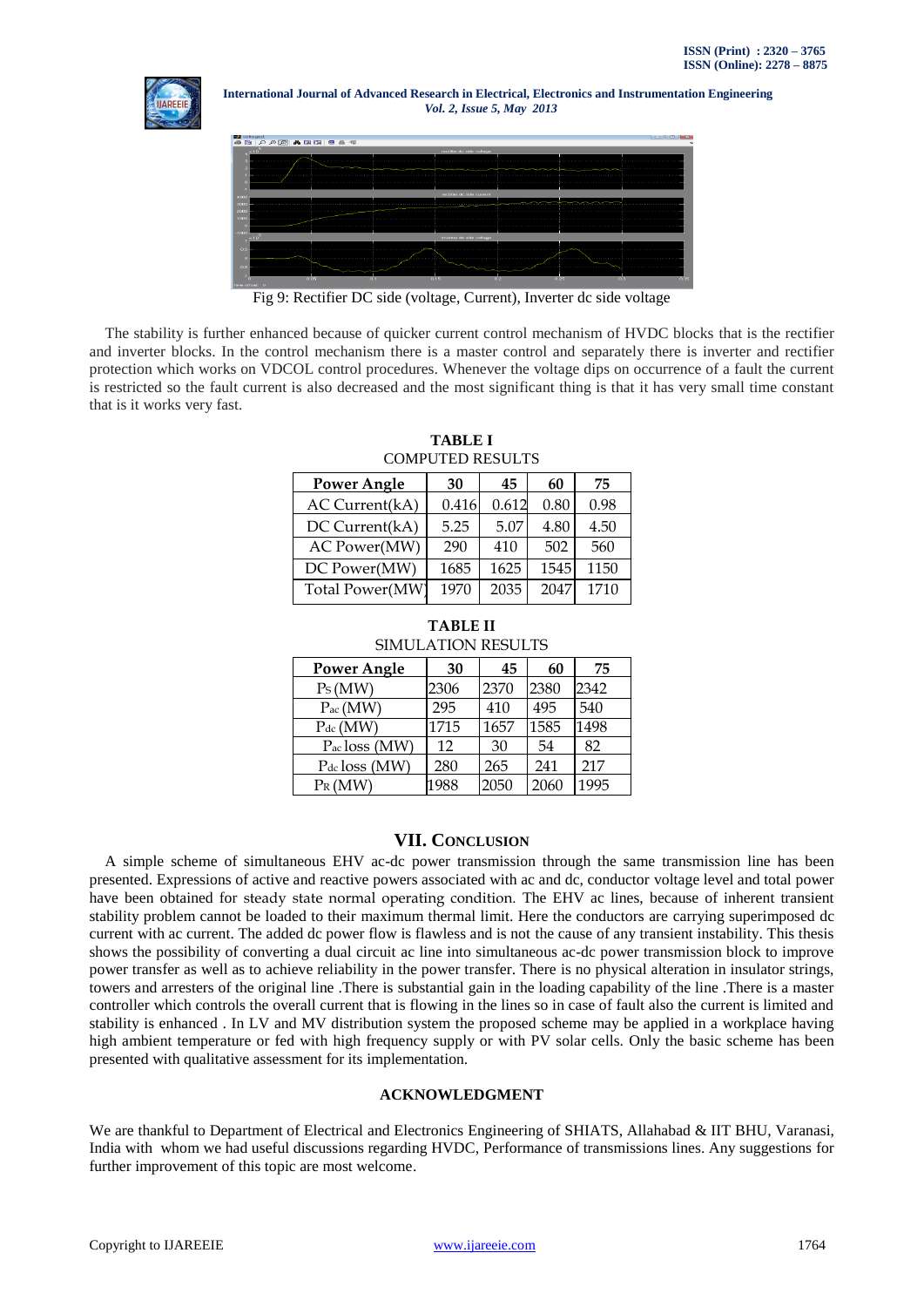Fig 9: Rectifier DC side (voltage, Current), Inverter dc side voltage

The stability is further enhanced because of quicker current control mechanism of HVDC blocks that is the rectifier and inverter blocks. In the control mechanism there is a master control and separately there is inverter and rectifier protection which works on VDCOL control procedures. Whenever the voltage dips on occurrence of a fault the current is restricted so the fault current is also decreased and the most significant thing is that it has very small time constant that is it works very fast.

**TABLE I**
COMPUTED RESULTS

| Power Angle | 30 | 45 | 60 | 75 |
|---|---|---|---|---|
| AC Current(kA) | 0.416 | 0.612 | 0.80 | 0.98 |
| DC Current(kA) | 5.25 | 5.07 | 4.80 | 4.50 |
| AC Power(MW) | 290 | 410 | 502 | 560 |
| DC Power(MW) | 1685 | 1625 | 1545 | 1150 |
| Total Power(MW) | 1970 | 2035 | 2047 | 1710 |

**TABLE II**
SIMULATION RESULTS

| Power Angle | 30 | 45 | 60 | 75 |
|---|---|---|---|---|
| $P_S$ (MW) | 2306 | 2370 | 2380 | 2342 |
| $P_{ac}$ (MW) | 295 | 410 | 495 | 540 |
| $P_{dc}$ (MW) | 1715 | 1657 | 1585 | 1498 |
| $P_{ac}$ loss (MW) | 12 | 30 | 54 | 82 |
| $P_{dc}$ loss (MW) | 280 | 265 | 241 | 217 |
| $P_R$ (MW) | 1988 | 2050 | 2060 | 1995 |

## VII. Conclusion

A simple scheme of simultaneous EHV ac-dc power transmission through the same transmission line has been presented. Expressions of active and reactive powers associated with ac and dc, conductor voltage level and total power have been obtained for steady state normal operating condition. The EHV ac lines, because of inherent transient stability problem cannot be loaded to their maximum thermal limit. Here the conductors are carrying superimposed dc current with ac current. The added dc power flow is flawless and is not the cause of any transient instability. This thesis shows the possibility of converting a dual circuit ac line into simultaneous ac-dc power transmission block to improve power transfer as well as to achieve reliability in the power transfer. There is no physical alteration in insulator strings, towers and arresters of the original line .There is substantial gain in the loading capability of the line .There is a master controller which controls the overall current that is flowing in the lines so in case of fault also the current is limited and stability is enhanced . In LV and MV distribution system the proposed scheme may be applied in a workplace having high ambient temperature or fed with high frequency supply or with PV solar cells. Only the basic scheme has been presented with qualitative assessment for its implementation.

## ACKNOWLEDGMENT

We are thankful to Department of Electrical and Electronics Engineering of SHIATS, Allahabad & IIT BHU, Varanasi, India with whom we had useful discussions regarding HVDC, Performance of transmissions lines. Any suggestions for further improvement of this topic are most welcome.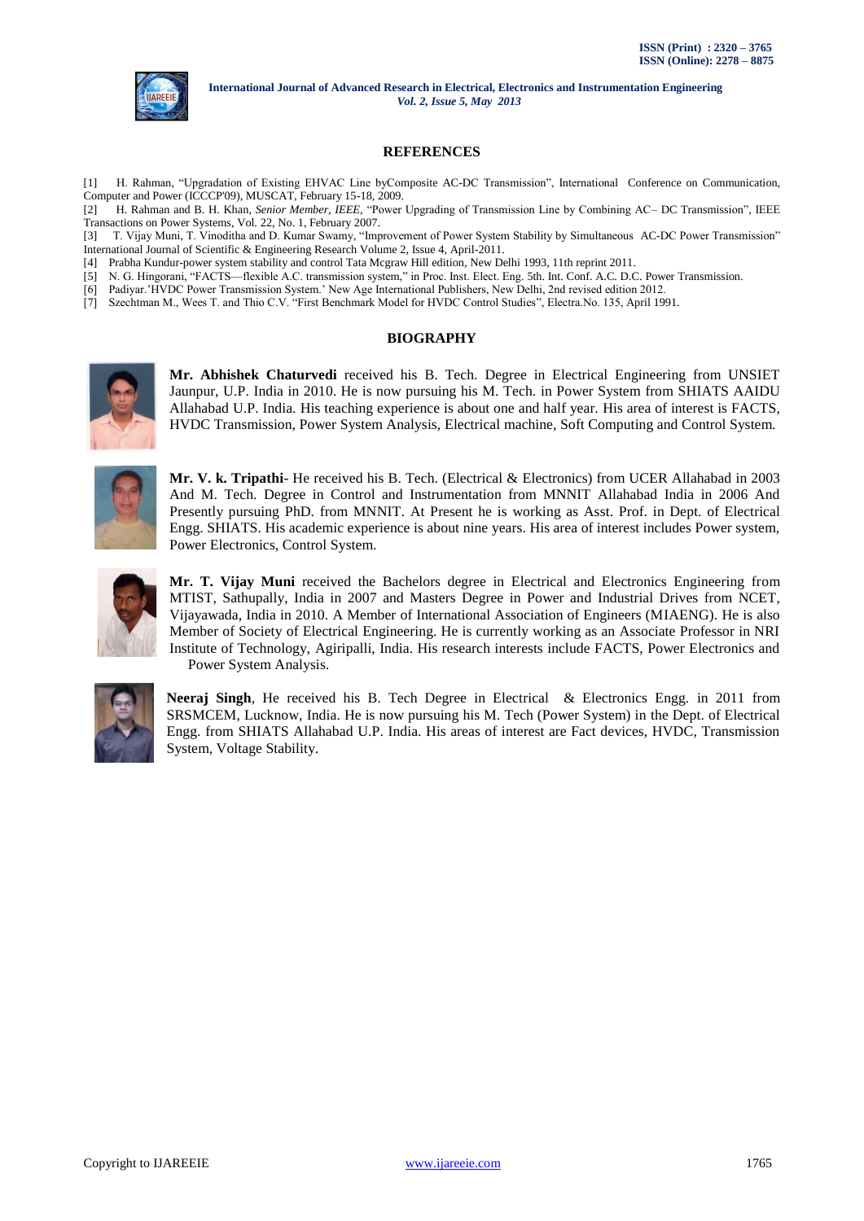## REFERENCES

[1] H. Rahman, "Upgradation of Existing EHVAC Line byComposite AC-DC Transmission", International Conference on Communication, Computer and Power (ICCCP'09), MUSCAT, February 15-18, 2009.

[2] H. Rahman and B. H. Khan, *Senior Member, IEEE*, "Power Upgrading of Transmission Line by Combining AC– DC Transmission", IEEE Transactions on Power Systems, Vol. 22, No. 1, February 2007.

[3] T. Vijay Muni, T. Vinoditha and D. Kumar Swamy, "Improvement of Power System Stability by Simultaneous AC-DC Power Transmission" International Journal of Scientific & Engineering Research Volume 2, Issue 4, April-2011.

[4] Prabha Kundur-power system stability and control Tata Mcgraw Hill edition, New Delhi 1993, 11th reprint 2011.

[5] N. G. Hingorani, "FACTS—flexible A.C. transmission system," in Proc. Inst. Elect. Eng. 5th. Int. Conf. A.C. D.C. Power Transmission.

[6] Padiyar.'HVDC Power Transmission System.' New Age International Publishers, New Delhi, 2nd revised edition 2012.

[7] Szechtman M., Wees T. and Thio C.V. "First Benchmark Model for HVDC Control Studies", Electra.No. 135, April 1991.

## BIOGRAPHY

**Mr. Abhishek Chaturvedi** received his B. Tech. Degree in Electrical Engineering from UNSIET Jaunpur, U.P. India in 2010. He is now pursuing his M. Tech. in Power System from SHIATS AAIDU Allahabad U.P. India. His teaching experience is about one and half year. His area of interest is FACTS, HVDC Transmission, Power System Analysis, Electrical machine, Soft Computing and Control System.

**Mr. V. k. Tripathi**- He received his B. Tech. (Electrical & Electronics) from UCER Allahabad in 2003 And M. Tech. Degree in Control and Instrumentation from MNNIT Allahabad India in 2006 And Presently pursuing PhD. from MNNIT. At Present he is working as Asst. Prof. in Dept. of Electrical Engg. SHIATS. His academic experience is about nine years. His area of interest includes Power system, Power Electronics, Control System.

**Mr. T. Vijay Muni** received the Bachelors degree in Electrical and Electronics Engineering from MTIST, Sathupally, India in 2007 and Masters Degree in Power and Industrial Drives from NCET, Vijayawada, India in 2010. A Member of International Association of Engineers (MIAENG). He is also Member of Society of Electrical Engineering. He is currently working as an Associate Professor in NRI Institute of Technology, Agiripalli, India. His research interests include FACTS, Power Electronics and Power System Analysis.

**Neeraj Singh**, He received his B. Tech Degree in Electrical & Electronics Engg. in 2011 from SRSMCEM, Lucknow, India. He is now pursuing his M. Tech (Power System) in the Dept. of Electrical Engg. from SHIATS Allahabad U.P. India. His areas of interest are Fact devices, HVDC, Transmission System, Voltage Stability.